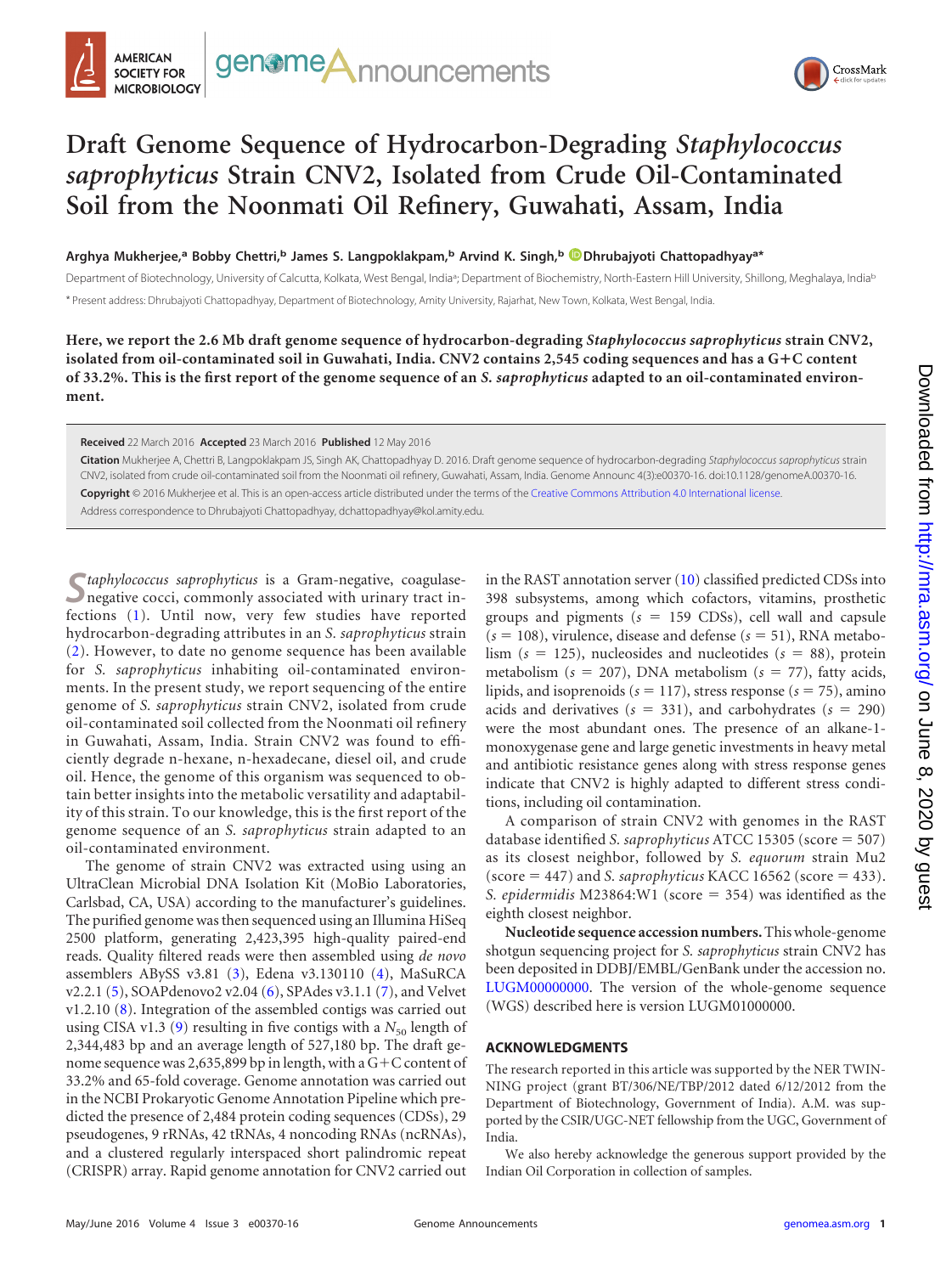# Draft Genome Sequence of Hydrocarbon-Degrading *Staphylococcus saprophyticus* Strain CNV2, Isolated from Crude Oil-Contaminated Soil from the Noonmati Oil Refinery, Guwahati, Assam, India

**Arghya Mukherjee,[a] Bobby Chettri,[b] James S. Langpoklakpam,[b] Arvind K. Singh,[b] Dhrubajyoti Chattopadhyay[a]***

Department of Biotechnology, University of Calcutta, Kolkata, West Bengal, India[a]; Department of Biochemistry, North-Eastern Hill University, Shillong, Meghalaya, India[b]

* Present address: Dhrubajyoti Chattopadhyay, Department of Biotechnology, Amity University, Rajarhat, New Town, Kolkata, West Bengal, India.

**Here, we report the 2.6 Mb draft genome sequence of hydrocarbon-degrading *Staphylococcus saprophyticus* strain CNV2, isolated from oil-contaminated soil in Guwahati, India. CNV2 contains 2,545 coding sequences and has a G+C content of 33.2%. This is the first report of the genome sequence of an *S. saprophyticus* adapted to an oil-contaminated environment.**

**Received** 22 March 2016 **Accepted** 23 March 2016 **Published** 12 May 2016

**Citation** Mukherjee A, Chettri B, Langpoklakpam JS, Singh AK, Chattopadhyay D. 2016. Draft genome sequence of hydrocarbon-degrading *Staphylococcus saprophyticus* strain CNV2, isolated from crude oil-contaminated soil from the Noonmati oil refinery, Guwahati, Assam, India. Genome Announc 4(3):e00370-16. doi:10.1128/genomeA.00370-16.

**Copyright** © 2016 Mukherjee et al. This is an open-access article distributed under the terms of the Creative Commons Attribution 4.0 International license.

Address correspondence to Dhrubajyoti Chattopadhyay, dchattopadhyay@kol.amity.edu.

*Staphylococcus saprophyticus* is a Gram-negative, coagulase-negative cocci, commonly associated with urinary tract infections (1). Until now, very few studies have reported hydrocarbon-degrading attributes in an *S. saprophyticus* strain (2). However, to date no genome sequence has been available for *S. saprophyticus* inhabiting oil-contaminated environments. In the present study, we report sequencing of the entire genome of *S. saprophyticus* strain CNV2, isolated from crude oil-contaminated soil collected from the Noonmati oil refinery in Guwahati, Assam, India. Strain CNV2 was found to efficiently degrade n-hexane, n-hexadecane, diesel oil, and crude oil. Hence, the genome of this organism was sequenced to obtain better insights into the metabolic versatility and adaptability of this strain. To our knowledge, this is the first report of the genome sequence of an *S. saprophyticus* strain adapted to an oil-contaminated environment.

The genome of strain CNV2 was extracted using using an UltraClean Microbial DNA Isolation Kit (MoBio Laboratories, Carlsbad, CA, USA) according to the manufacturer's guidelines. The purified genome was then sequenced using an Illumina HiSeq 2500 platform, generating 2,423,395 high-quality paired-end reads. Quality filtered reads were then assembled using *de novo* assemblers ABySS v3.81 (3), Edena v3.130110 (4), MaSuRCA v2.2.1 (5), SOAPdenovo2 v2.04 (6), SPAdes v3.1.1 (7), and Velvet v1.2.10 (8). Integration of the assembled contigs was carried out using CISA v1.3 (9) resulting in five contigs with a $N_{50}$ length of 2,344,483 bp and an average length of 527,180 bp. The draft genome sequence was 2,635,899 bp in length, with a G+C content of 33.2% and 65-fold coverage. Genome annotation was carried out in the NCBI Prokaryotic Genome Annotation Pipeline which predicted the presence of 2,484 protein coding sequences (CDSs), 29 pseudogenes, 9 rRNAs, 42 tRNAs, 4 noncoding RNAs (ncRNAs), and a clustered regularly interspaced short palindromic repeat (CRISPR) array. Rapid genome annotation for CNV2 carried out in the RAST annotation server (10) classified predicted CDSs into 398 subsystems, among which cofactors, vitamins, prosthetic groups and pigments ($s$ = 159 CDSs), cell wall and capsule ($s$ = 108), virulence, disease and defense ($s$ = 51), RNA metabolism ($s$ = 125), nucleosides and nucleotides ($s$ = 88), protein metabolism ($s$ = 207), DNA metabolism ($s$ = 77), fatty acids, lipids, and isoprenoids ($s$ = 117), stress response ($s$ = 75), amino acids and derivatives ($s$ = 331), and carbohydrates ($s$ = 290) were the most abundant ones. The presence of an alkane-1-monoxygenase gene and large genetic investments in heavy metal and antibiotic resistance genes along with stress response genes indicate that CNV2 is highly adapted to different stress conditions, including oil contamination.

A comparison of strain CNV2 with genomes in the RAST database identified *S. saprophyticus* ATCC 15305 (score = 507) as its closest neighbor, followed by *S. equorum* strain Mu2 (score = 447) and *S. saprophyticus* KACC 16562 (score = 433). *S. epidermidis* M23864:W1 (score = 354) was identified as the eighth closest neighbor.

**Nucleotide sequence accession numbers.** This whole-genome shotgun sequencing project for *S. saprophyticus* strain CNV2 has been deposited in DDBJ/EMBL/GenBank under the accession no. LUGM00000000. The version of the whole-genome sequence (WGS) described here is version LUGM01000000.

## ACKNOWLEDGMENTS

The research reported in this article was supported by the NER TWINNING project (grant BT/306/NE/TBP/2012 dated 6/12/2012 from the Department of Biotechnology, Government of India). A.M. was supported by the CSIR/UGC-NET fellowship from the UGC, Government of India.

We also hereby acknowledge the generous support provided by the Indian Oil Corporation in collection of samples.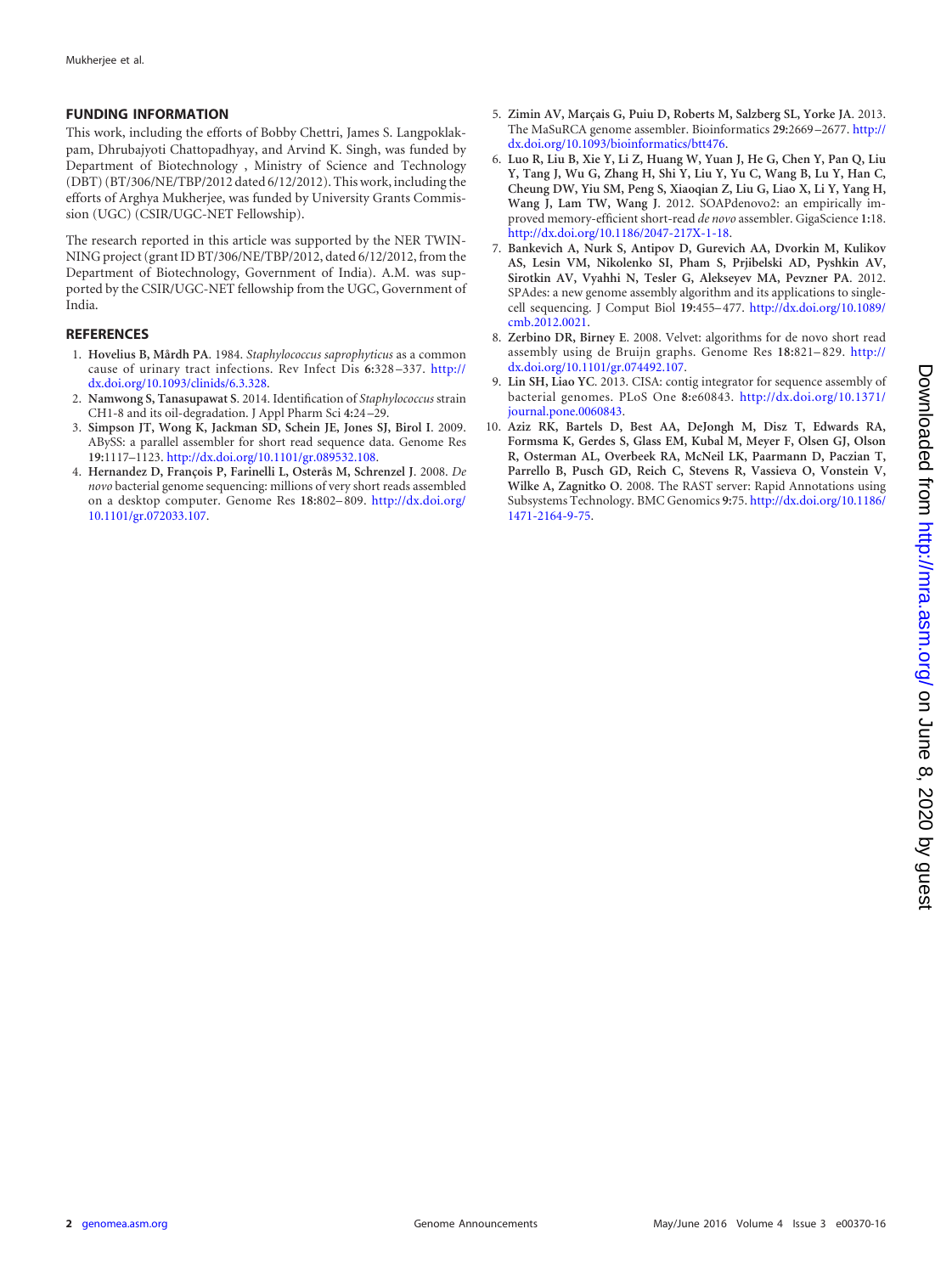## FUNDING INFORMATION

This work, including the efforts of Bobby Chettri, James S. Langpoklakpam, Dhrubajyoti Chattopadhyay, and Arvind K. Singh, was funded by Department of Biotechnology , Ministry of Science and Technology (DBT) (BT/306/NE/TBP/2012 dated 6/12/2012). This work, including the efforts of Arghya Mukherjee, was funded by University Grants Commission (UGC) (CSIR/UGC-NET Fellowship).

The research reported in this article was supported by the NER TWINNING project (grant ID BT/306/NE/TBP/2012, dated 6/12/2012, from the Department of Biotechnology, Government of India). A.M. was supported by the CSIR/UGC-NET fellowship from the UGC, Government of India.

## REFERENCES

1. **Hovelius B, Mårdh PA.** 1984. *Staphylococcus saprophyticus* as a common cause of urinary tract infections. Rev Infect Dis **6**:328–337. http://dx.doi.org/10.1093/clinids/6.3.328.
2. **Namwong S, Tanasupawat S.** 2014. Identification of *Staphylococcus* strain CH1-8 and its oil-degradation. J Appl Pharm Sci **4**:24–29.
3. **Simpson JT, Wong K, Jackman SD, Schein JE, Jones SJ, Birol I.** 2009. ABySS: a parallel assembler for short read sequence data. Genome Res **19**:1117–1123. http://dx.doi.org/10.1101/gr.089532.108.
4. **Hernandez D, François P, Farinelli L, Osterås M, Schrenzel J.** 2008. *De novo* bacterial genome sequencing: millions of very short reads assembled on a desktop computer. Genome Res **18**:802–809. http://dx.doi.org/10.1101/gr.072033.107.
5. **Zimin AV, Marçais G, Puiu D, Roberts M, Salzberg SL, Yorke JA.** 2013. The MaSuRCA genome assembler. Bioinformatics **29**:2669–2677. http://dx.doi.org/10.1093/bioinformatics/btt476.
6. **Luo R, Liu B, Xie Y, Li Z, Huang W, Yuan J, He G, Chen Y, Pan Q, Liu Y, Tang J, Wu G, Zhang H, Shi Y, Liu Y, Yu C, Wang B, Lu Y, Han C, Cheung DW, Yiu SM, Peng S, Xiaoqian Z, Liu G, Liao X, Li Y, Yang H, Wang J, Lam TW, Wang J.** 2012. SOAPdenovo2: an empirically improved memory-efficient short-read *de novo* assembler. GigaScience **1**:18. http://dx.doi.org/10.1186/2047-217X-1-18.
7. **Bankevich A, Nurk S, Antipov D, Gurevich AA, Dvorkin M, Kulikov AS, Lesin VM, Nikolenko SI, Pham S, Prjibelski AD, Pyshkin AV, Sirotkin AV, Vyahhi N, Tesler G, Alekseyev MA, Pevzner PA.** 2012. SPAdes: a new genome assembly algorithm and its applications to single-cell sequencing. J Comput Biol **19**:455–477. http://dx.doi.org/10.1089/cmb.2012.0021.
8. **Zerbino DR, Birney E.** 2008. Velvet: algorithms for de novo short read assembly using de Bruijn graphs. Genome Res **18**:821–829. http://dx.doi.org/10.1101/gr.074492.107.
9. **Lin SH, Liao YC.** 2013. CISA: contig integrator for sequence assembly of bacterial genomes. PLoS One **8**:e60843. http://dx.doi.org/10.1371/journal.pone.0060843.
10. **Aziz RK, Bartels D, Best AA, DeJongh M, Disz T, Edwards RA, Formsma K, Gerdes S, Glass EM, Kubal M, Meyer F, Olsen GJ, Olson R, Osterman AL, Overbeek RA, McNeil LK, Paarmann D, Paczian T, Parrello B, Pusch GD, Reich C, Stevens R, Vassieva O, Vonstein V, Wilke A, Zagnitko O.** 2008. The RAST server: Rapid Annotations using Subsystems Technology. BMC Genomics **9**:75. http://dx.doi.org/10.1186/1471-2164-9-75.